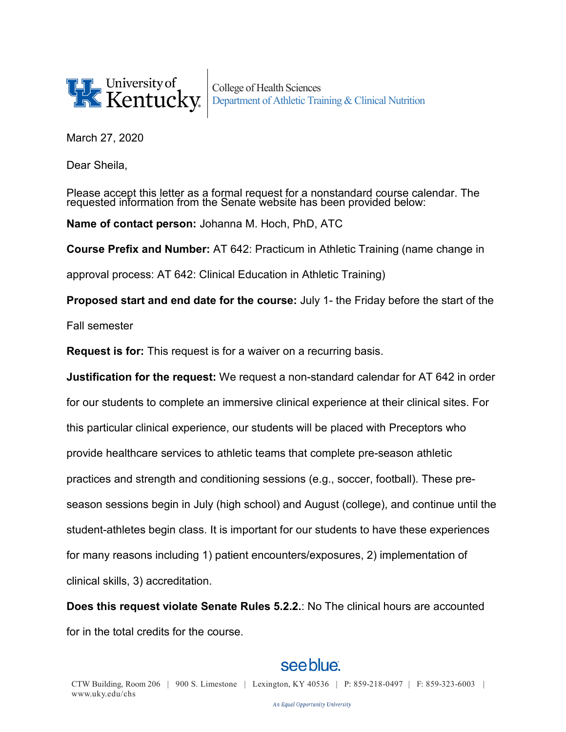University of Kentucky

College of Health Sciences
Department of Athletic Training & Clinical Nutrition

March 27, 2020

Dear Sheila,

Please accept this letter as a formal request for a nonstandard course calendar. The requested information from the Senate website has been provided below:

**Name of contact person:** Johanna M. Hoch, PhD, ATC

**Course Prefix and Number:** AT 642: Practicum in Athletic Training (name change in approval process: AT 642: Clinical Education in Athletic Training)

**Proposed start and end date for the course:** July 1- the Friday before the start of the Fall semester

**Request is for:** This request is for a waiver on a recurring basis.

**Justification for the request:** We request a non-standard calendar for AT 642 in order for our students to complete an immersive clinical experience at their clinical sites. For this particular clinical experience, our students will be placed with Preceptors who provide healthcare services to athletic teams that complete pre-season athletic practices and strength and conditioning sessions (e.g., soccer, football). These pre-season sessions begin in July (high school) and August (college), and continue until the student-athletes begin class. It is important for our students to have these experiences for many reasons including 1) patient encounters/exposures, 2) implementation of clinical skills, 3) accreditation.

**Does this request violate Senate Rules 5.2.2.**: No The clinical hours are accounted for in the total credits for the course.

see blue.

CTW Building, Room 206 | 900 S. Limestone | Lexington, KY 40536 | P: 859-218-0497 | F: 859-323-6003 | www.uky.edu/chs

An Equal Opportunity University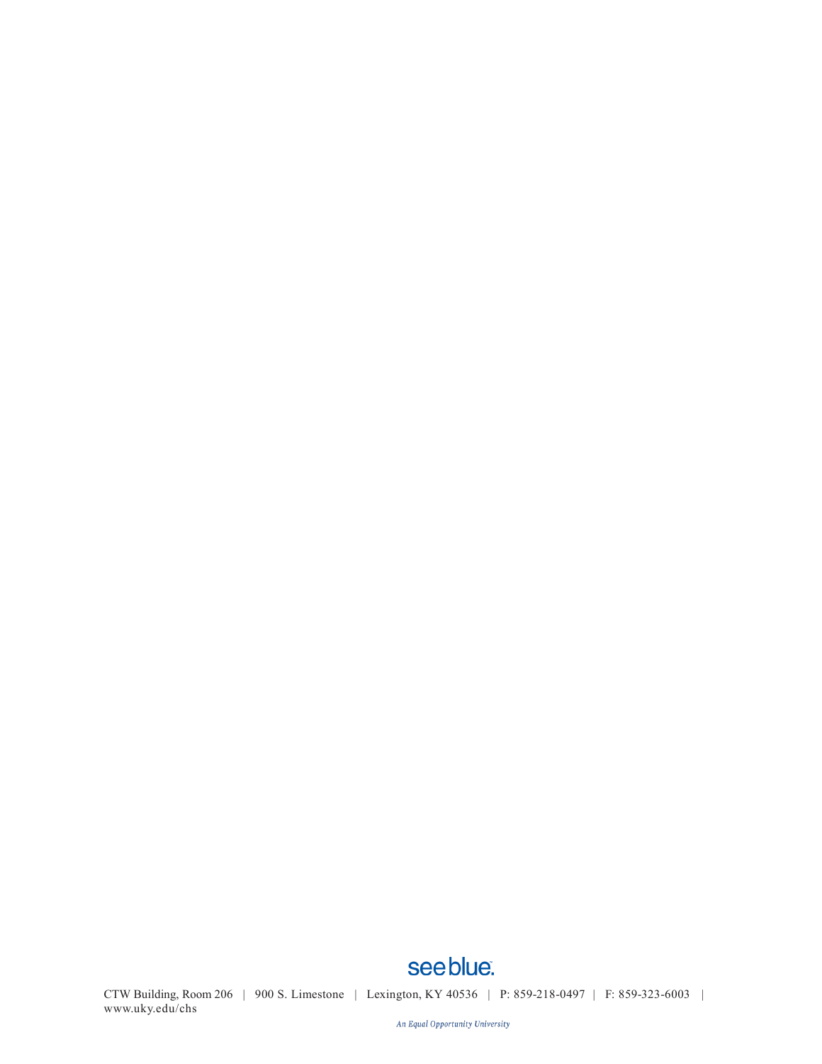see blue.

CTW Building, Room 206 | 900 S. Limestone | Lexington, KY 40536 | P: 859-218-0497 | F: 859-323-6003 | www.uky.edu/chs

*An Equal Opportunity University*